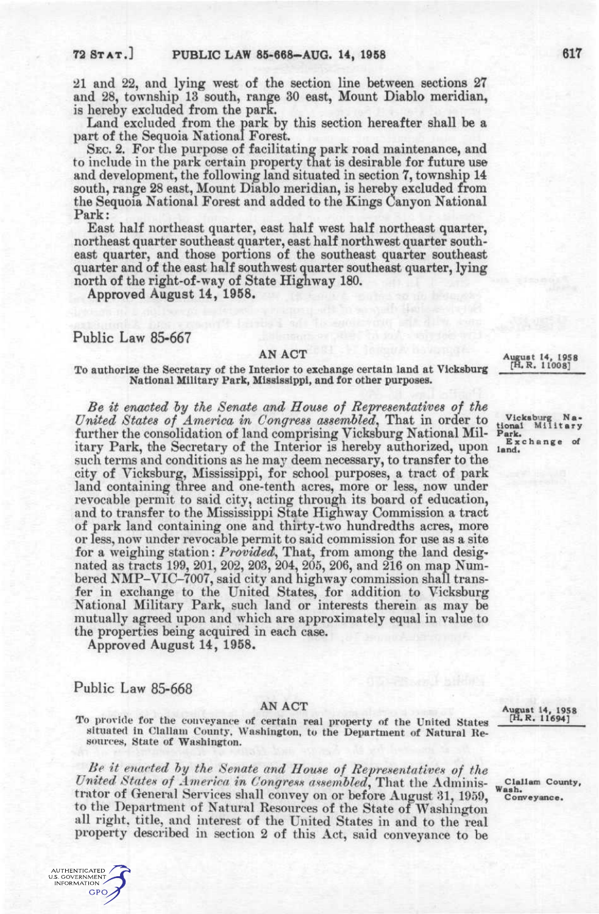21 and 22, and lying west of the section line between sections 27 and 28, township 13 south, range 30 east, Mount Diablo meridian, is hereby excluded from the park.

Land excluded from the park by this section hereafter shall be a part of the Sequoia National Forest.

SEC. 2. For the purpose of facilitating park road maintenance, and to include in the park certain property that is desirable for future use and development, the following land situated in section 7, township 14 south, range 28 east, Mount Diablo meridian, is hereby excluded from the Sequoia National Forest and added to the Kings Canyon National Park:

East half northeast quarter, east half west half northeast quarter, northeast quarter southeast quarter, east half northwest quarter southeast quarter, and those portions of the southeast quarter southeast quarter and of the east half southwest quarter southeast quarter, lying north of the right-of-way of State Highway 180.

Approved August 14, 1958.

## Public Law 85-667

August 14, 1958 [H. R. 11008]

### AN ACT

To authorize the Secretary of the Interior to exchange certain land at Vicksburg National Military Park, Mississippi, and for other purposes.

Vicksburg National Military Park. Exchange of land.

*Be it enacted by the Senate and House of Representatives of the United States of America in Congress assembled*, That in order to further the consolidation of land comprising Vicksburg National Military Park, the Secretary of the Interior is hereby authorized, upon such terms and conditions as he may deem necessary, to transfer to the city of Vicksburg, Mississippi, for school purposes, a tract of park land containing three and one-tenth acres, more or less, now under revocable permit to said city, acting through its board of education, and to transfer to the Mississippi State Highway Commission a tract of park land containing one and thirty-two hundredths acres, more or less, now under revocable permit to said commission for use as a site for a weighing station: *Provided*, That, from among the land designated as tracts 199, 201, 202, 203, 204, 205, 206, and 216 on map Numbered NMP-VIC-7007, said city and highway commission shall transfer in exchange to the United States, for addition to Vicksburg National Military Park, such land or interests therein as may be mutually agreed upon and which are approximately equal in value to the properties being acquired in each case.

Approved August 14, 1958.

## Public Law 85-668

August 14, 1958 [H. R. 11694]

### AN ACT

To provide for the conveyance of certain real property of the United States situated in Clallam County, Washington, to the Department of Natural Resources, State of Washington.

Clallam County, Wash. Conveyance.

*Be it enacted by the Senate and House of Representatives of the United States of America in Congress assembled*, That the Administrator of General Services shall convey on or before August 31, 1959, to the Department of Natural Resources of the State of Washington all right, title, and interest of the United States in and to the real property described in section 2 of this Act, said conveyance to be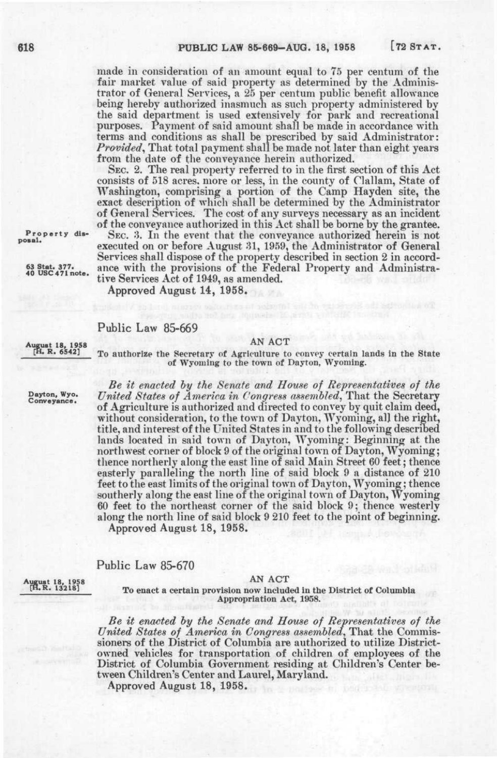made in consideration of an amount equal to 75 per centum of the fair market value of said property as determined by the Administrator of General Services, a 25 per centum public benefit allowance being hereby authorized inasmuch as such property administered by the said department is used extensively for park and recreational purposes. Payment of said amount shall be made in accordance with terms and conditions as shall be prescribed by said Administrator: *Provided*, That total payment shall be made not later than eight years from the date of the conveyance herein authorized.

SEC. 2. The real property referred to in the first section of this Act consists of 518 acres, more or less, in the county of Clallam, State of Washington, comprising a portion of the Camp Hayden site, the exact description of which shall be determined by the Administrator of General Services. The cost of any surveys necessary as an incident of the conveyance authorized in this Act shall be borne by the grantee.

Property disposal.

SEC. 3. In the event that the conveyance authorized herein is not executed on or before August 31, 1959, the Administrator of General Services shall dispose of the property described in section 2 in accordance with the provisions of the Federal Property and Administrative Services Act of 1949, as amended.

63 Stat. 377. 40 USC 471 note.

Approved August 14, 1958.

## Public Law 85-669

August 18, 1958 [H. R. 6542]

### AN ACT

To authorize the Secretary of Agriculture to convey certain lands in the State of Wyoming to the town of Dayton, Wyoming.

Dayton, Wyo. Conveyance.

*Be it enacted by the Senate and House of Representatives of the United States of America in Congress assembled*, That the Secretary of Agriculture is authorized and directed to convey by quit claim deed, without consideration, to the town of Dayton, Wyoming, all the right, title, and interest of the United States in and to the following described lands located in said town of Dayton, Wyoming: Beginning at the northwest corner of block 9 of the original town of Dayton, Wyoming; thence northerly along the east line of said Main Street 60 feet; thence easterly paralleling the north line of said block 9 a distance of 210 feet to the east limits of the original town of Dayton, Wyoming; thence southerly along the east line of the original town of Dayton, Wyoming 60 feet to the northeast corner of the said block 9; thence westerly along the north line of said block 9 210 feet to the point of beginning.

Approved August 18, 1958.

## Public Law 85-670

August 18, 1958 [H. R. 13218]

### AN ACT

To enact a certain provision now included in the District of Columbia Appropriation Act, 1958.

*Be it enacted by the Senate and House of Representatives of the United States of America in Congress assembled*, That the Commissioners of the District of Columbia are authorized to utilize District-owned vehicles for transportation of children of employees of the District of Columbia Government residing at Children's Center between Children's Center and Laurel, Maryland.

Approved August 18, 1958.